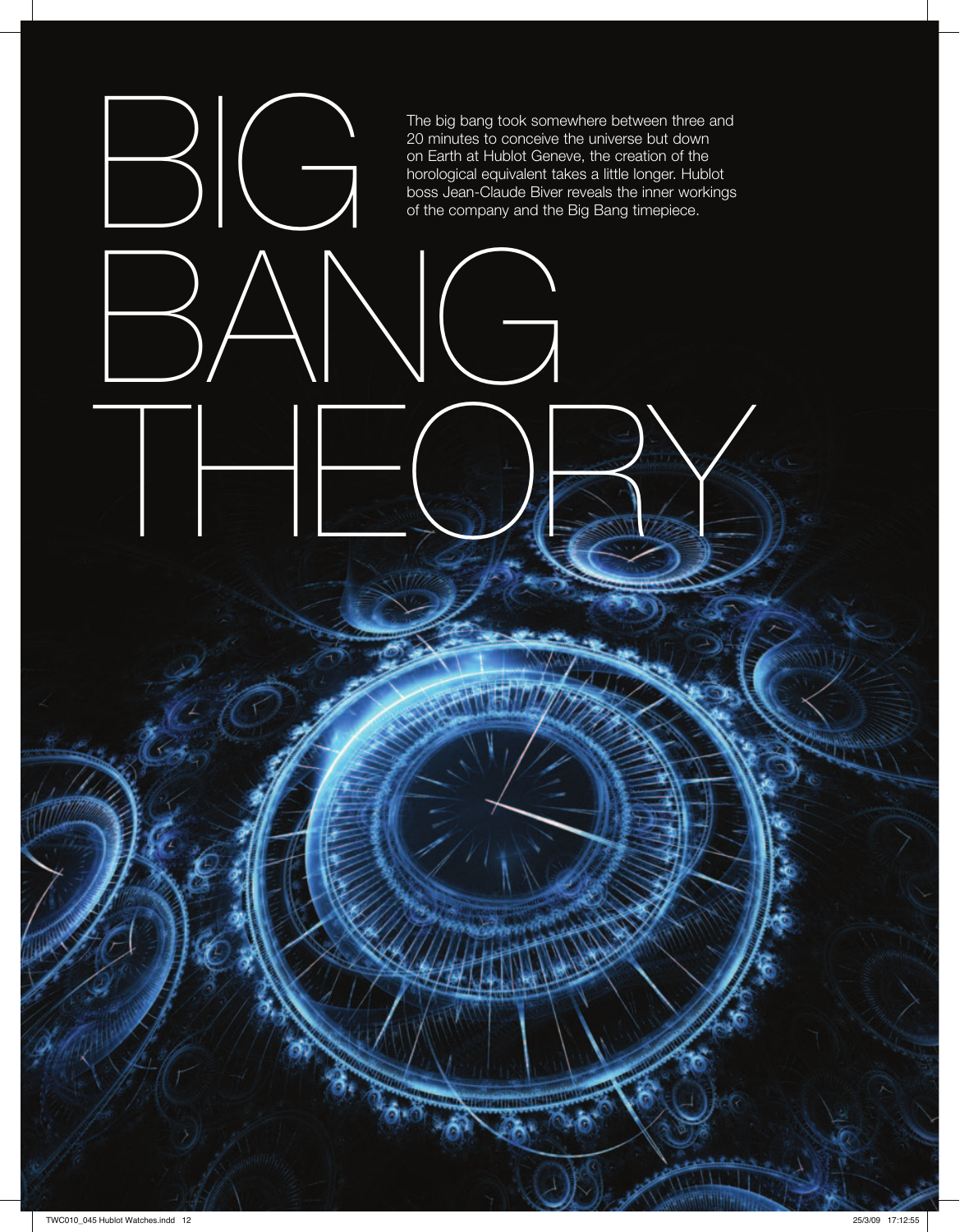# BIG BANG THEORY

The big bang took somewhere between three and 20 minutes to conceive the universe but down on Earth at Hublot Geneve, the creation of the horological equivalent takes a little longer. Hublot boss Jean-Claude Biver reveals the inner workings of the company and the Big Bang timepiece.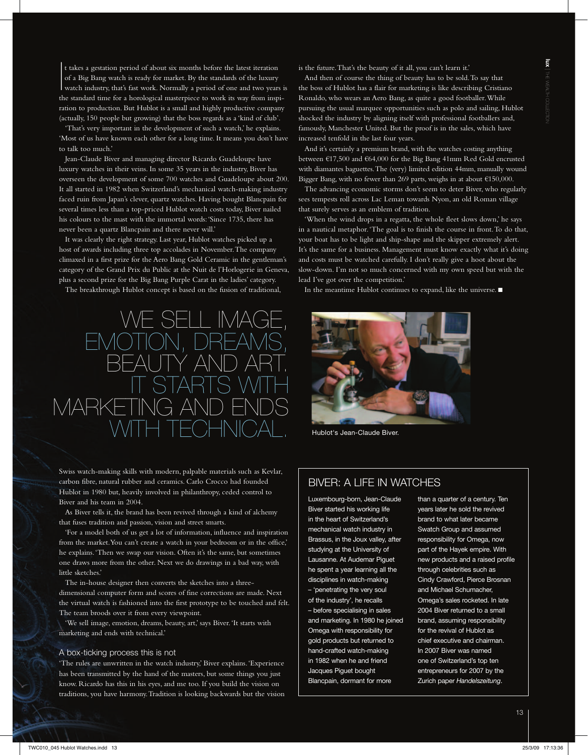It takes a gestation period of about six months before the latest iteration of a Big Bang watch is ready for market. By the standards of the luxury watch industry, that's fast work. Normally a period of one and two years is the standard time for a horological masterpiece to work its way from inspiration to production. But Hublot is a small and highly productive company (actually, 150 people but growing) that the boss regards as a 'kind of club'.

'That's very important in the development of such a watch,' he explains. 'Most of us have known each other for a long time. It means you don't have to talk too much.'

Jean-Claude Biver and managing director Ricardo Guadeloupe have luxury watches in their veins. In some 35 years in the industry, Biver has overseen the development of some 700 watches and Guadeloupe about 200. It all started in 1982 when Switzerland's mechanical watch-making industry faced ruin from Japan's clever, quartz watches. Having bought Blancpain for several times less than a top-priced Hublot watch costs today, Biver nailed his colours to the mast with the immortal words: 'Since 1735, there has never been a quartz Blancpain and there never will.'

It was clearly the right strategy. Last year, Hublot watches picked up a host of awards including three top accolades in November. The company climaxed in a first prize for the Aero Bang Gold Ceramic in the gentleman's category of the Grand Prix du Public at the Nuit de l'Horlogerie in Geneva, plus a second prize for the Big Bang Purple Carat in the ladies' category.

The breakthrough Hublot concept is based on the fusion of traditional, Swiss watch-making skills with modern, palpable materials such as Kevlar, carbon fibre, natural rubber and ceramics. Carlo Crocco had founded Hublot in 1980 but, heavily involved in philanthropy, ceded control to Biver and his team in 2004.

As Biver tells it, the brand has been revived through a kind of alchemy that fuses tradition and passion, vision and street smarts.

'For a model both of us get a lot of information, influence and inspiration from the market. You can't create a watch in your bedroom or in the office,' he explains. 'Then we swap our vision. Often it's the same, but sometimes one draws more from the other. Next we do drawings in a bad way, with little sketches.'

The in-house designer then converts the sketches into a three-dimensional computer form and scores of fine corrections are made. Next the virtual watch is fashioned into the first prototype to be touched and felt. The team broods over it from every viewpoint.

'We sell image, emotion, dreams, beauty, art,' says Biver. 'It starts with marketing and ends with technical.'

WE SELL IMAGE, EMOTION, DREAMS, BEAUTY AND ART. IT STARTS WITH MARKETING AND ENDS WITH TECHNICAL.

## A box-ticking process this is not

'The rules are unwritten in the watch industry,' Biver explains. 'Experience has been transmitted by the hand of the masters, but some things you just know. Ricardo has this in his eyes, and me too. If you build the vision on traditions, you have harmony. Tradition is looking backwards but the vision is the future. That's the beauty of it all, you can't learn it.'

And then of course the thing of beauty has to be sold. To say that the boss of Hublot has a flair for marketing is like describing Cristiano Ronaldo, who wears an Aero Bang, as quite a good footballer. While pursuing the usual marquee opportunities such as polo and sailing, Hublot shocked the industry by aligning itself with professional footballers and, famously, Manchester United. But the proof is in the sales, which have increased tenfold in the last four years.

And it's certainly a premium brand, with the watches costing anything between €17,500 and €64,000 for the Big Bang 41mm Red Gold encrusted with diamantes baguettes. The (very) limited edition 44mm, manually wound Bigger Bang, with no fewer than 269 parts, weighs in at about €150,000.

The advancing economic storms don't seem to deter Biver, who regularly sees tempests roll across Lac Leman towards Nyon, an old Roman village that surely serves as an emblem of tradition.

'When the wind drops in a regatta, the whole fleet slows down,' he says in a nautical metaphor. 'The goal is to finish the course in front. To do that, your boat has to be light and ship-shape and the skipper extremely alert. It's the same for a business. Management must know exactly what it's doing and costs must be watched carefully. I don't really give a hoot about the slow-down. I'm not so much concerned with my own speed but with the lead I've got over the competition.'

In the meantime Hublot continues to expand, like the universe. ■

Hublot's Jean-Claude Biver.

## BIVER: A LIFE IN WATCHES

Luxembourg-born, Jean-Claude Biver started his working life in the heart of Switzerland's mechanical watch industry in Brassus, in the Joux valley, after studying at the University of Lausanne. At Audemar Piguet he spent a year learning all the disciplines in watch-making – 'penetrating the very soul of the industry', he recalls – before specialising in sales and marketing. In 1980 he joined Omega with responsibility for gold products but returned to hand-crafted watch-making in 1982 when he and friend Jacques Piguet bought Blancpain, dormant for more than a quarter of a century. Ten years later he sold the revived brand to what later became Swatch Group and assumed responsibility for Omega, now part of the Hayek empire. With new products and a raised profile through celebrities such as Cindy Crawford, Pierce Brosnan and Michael Schumacher, Omega's sales rocketed. In late 2004 Biver returned to a small brand, assuming responsibility for the revival of Hublot as chief executive and chairman. In 2007 Biver was named one of Switzerland's top ten entrepreneurs for 2007 by the Zurich paper *Handelszeitung*.